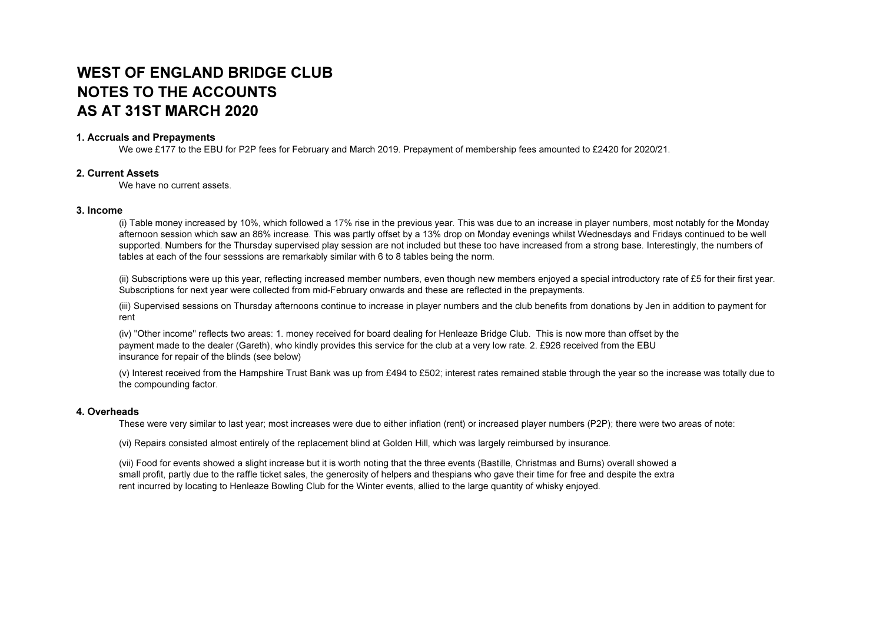# WEST OF ENGLAND BRIDGE CLUB
# NOTES TO THE ACCOUNTS
# AS AT 31ST MARCH 2020

### 1. Accruals and Prepayments

We owe £177 to the EBU for P2P fees for February and March 2019. Prepayment of membership fees amounted to £2420 for 2020/21.

### 2. Current Assets

We have no current assets.

### 3. Income

(i) Table money increased by 10%, which followed a 17% rise in the previous year. This was due to an increase in player numbers, most notably for the Monday afternoon session which saw an 86% increase. This was partly offset by a 13% drop on Monday evenings whilst Wednesdays and Fridays continued to be well supported. Numbers for the Thursday supervised play session are not included but these too have increased from a strong base. Interestingly, the numbers of tables at each of the four sesssions are remarkably similar with 6 to 8 tables being the norm.

(ii) Subscriptions were up this year, reflecting increased member numbers, even though new members enjoyed a special introductory rate of £5 for their first year. Subscriptions for next year were collected from mid-February onwards and these are reflected in the prepayments.

(iii) Supervised sessions on Thursday afternoons continue to increase in player numbers and the club benefits from donations by Jen in addition to payment for rent

(iv) "Other income" reflects two areas: 1. money received for board dealing for Henleaze Bridge Club. This is now more than offset by the payment made to the dealer (Gareth), who kindly provides this service for the club at a very low rate. 2. £926 received from the EBU insurance for repair of the blinds (see below)

(v) Interest received from the Hampshire Trust Bank was up from £494 to £502; interest rates remained stable through the year so the increase was totally due to the compounding factor.

### 4. Overheads

These were very similar to last year; most increases were due to either inflation (rent) or increased player numbers (P2P); there were two areas of note:

(vi) Repairs consisted almost entirely of the replacement blind at Golden Hill, which was largely reimbursed by insurance.

(vii) Food for events showed a slight increase but it is worth noting that the three events (Bastille, Christmas and Burns) overall showed a small profit, partly due to the raffle ticket sales, the generosity of helpers and thespians who gave their time for free and despite the extra rent incurred by locating to Henleaze Bowling Club for the Winter events, allied to the large quantity of whisky enjoyed.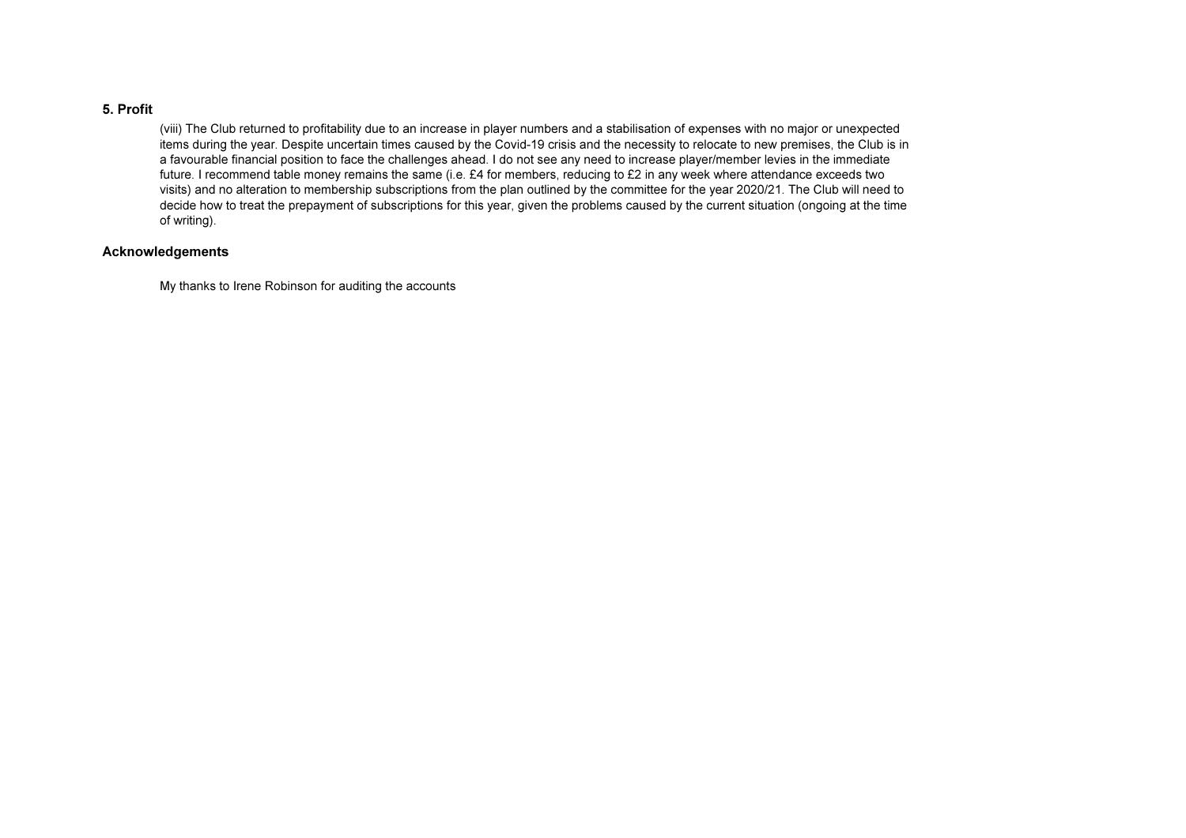### 5. Profit

(viii) The Club returned to profitability due to an increase in player numbers and a stabilisation of expenses with no major or unexpected items during the year. Despite uncertain times caused by the Covid-19 crisis and the necessity to relocate to new premises, the Club is in a favourable financial position to face the challenges ahead. I do not see any need to increase player/member levies in the immediate future. I recommend table money remains the same (i.e. £4 for members, reducing to £2 in any week where attendance exceeds two visits) and no alteration to membership subscriptions from the plan outlined by the committee for the year 2020/21. The Club will need to decide how to treat the prepayment of subscriptions for this year, given the problems caused by the current situation (ongoing at the time of writing).

### Acknowledgements

My thanks to Irene Robinson for auditing the accounts